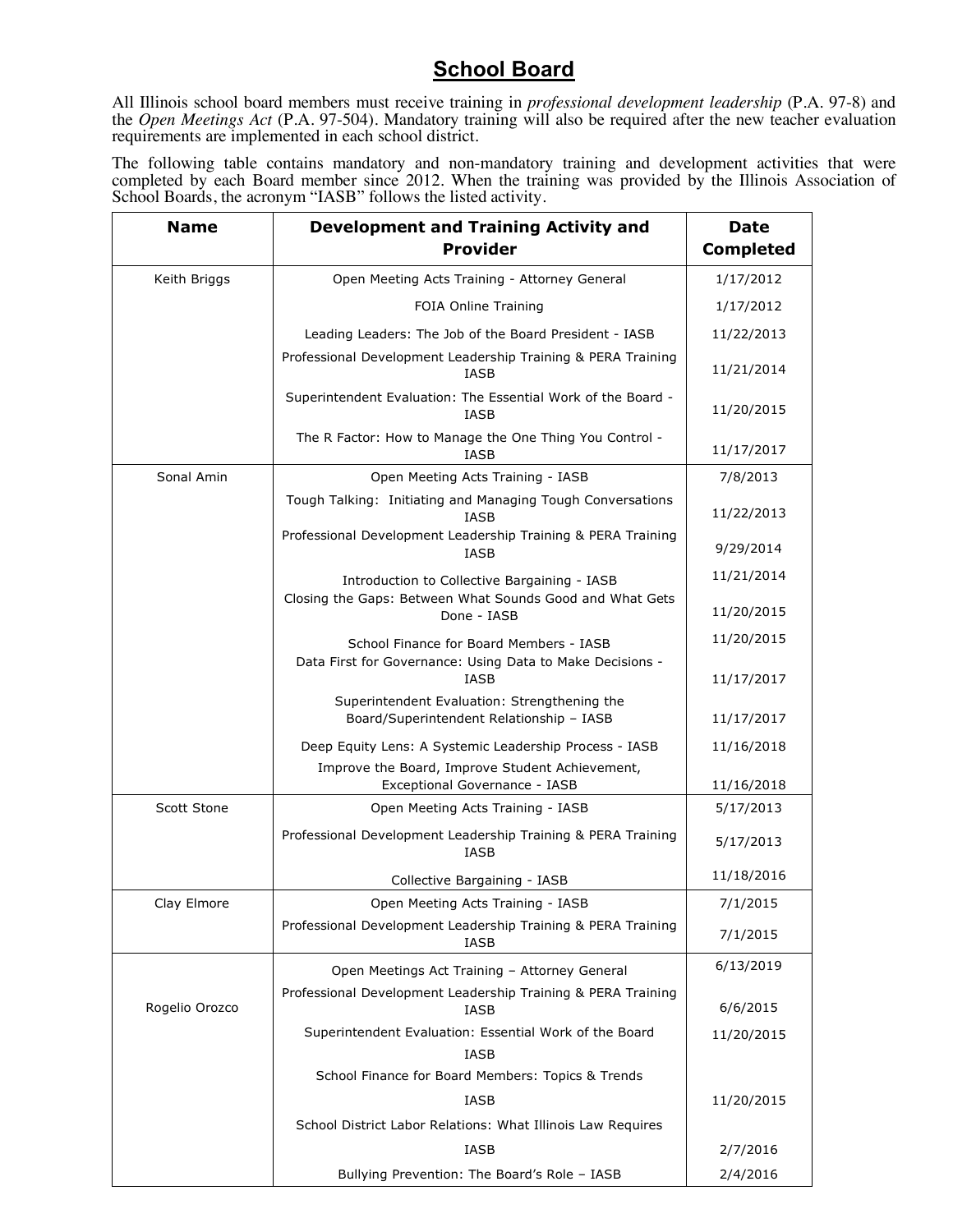# School Board

All Illinois school board members must receive training in *professional development leadership* (P.A. 97-8) and the *Open Meetings Act* (P.A. 97-504). Mandatory training will also be required after the new teacher evaluation requirements are implemented in each school district.

The following table contains mandatory and non-mandatory training and development activities that were completed by each Board member since 2012. When the training was provided by the Illinois Association of School Boards, the acronym "IASB" follows the listed activity.

| Name | Development and Training Activity and Provider | Date Completed |
|---|---|---|
| Keith Briggs | Open Meeting Acts Training - Attorney General | 1/17/2012 |
| | FOIA Online Training | 1/17/2012 |
| | Leading Leaders: The Job of the Board President - IASB | 11/22/2013 |
| | Professional Development Leadership Training & PERA Training IASB | 11/21/2014 |
| | Superintendent Evaluation: The Essential Work of the Board - IASB | 11/20/2015 |
| | The R Factor: How to Manage the One Thing You Control - IASB | 11/17/2017 |
| Sonal Amin | Open Meeting Acts Training - IASB | 7/8/2013 |
| | Tough Talking: Initiating and Managing Tough Conversations IASB | 11/22/2013 |
| | Professional Development Leadership Training & PERA Training IASB | 9/29/2014 |
| | Introduction to Collective Bargaining - IASB | 11/21/2014 |
| | Closing the Gaps: Between What Sounds Good and What Gets Done - IASB | 11/20/2015 |
| | School Finance for Board Members - IASB | 11/20/2015 |
| | Data First for Governance: Using Data to Make Decisions - IASB | 11/17/2017 |
| | Superintendent Evaluation: Strengthening the Board/Superintendent Relationship – IASB | 11/17/2017 |
| | Deep Equity Lens: A Systemic Leadership Process - IASB | 11/16/2018 |
| | Improve the Board, Improve Student Achievement, Exceptional Governance - IASB | 11/16/2018 |
| Scott Stone | Open Meeting Acts Training - IASB | 5/17/2013 |
| | Professional Development Leadership Training & PERA Training IASB | 5/17/2013 |
| | Collective Bargaining - IASB | 11/18/2016 |
| Clay Elmore | Open Meeting Acts Training - IASB | 7/1/2015 |
| | Professional Development Leadership Training & PERA Training IASB | 7/1/2015 |
| Rogelio Orozco | Open Meetings Act Training – Attorney General | 6/13/2019 |
| | Professional Development Leadership Training & PERA Training IASB | 6/6/2015 |
| | Superintendent Evaluation: Essential Work of the Board IASB | 11/20/2015 |
| | School Finance for Board Members: Topics & Trends IASB | 11/20/2015 |
| | School District Labor Relations: What Illinois Law Requires IASB | 2/7/2016 |
| | Bullying Prevention: The Board's Role – IASB | 2/4/2016 |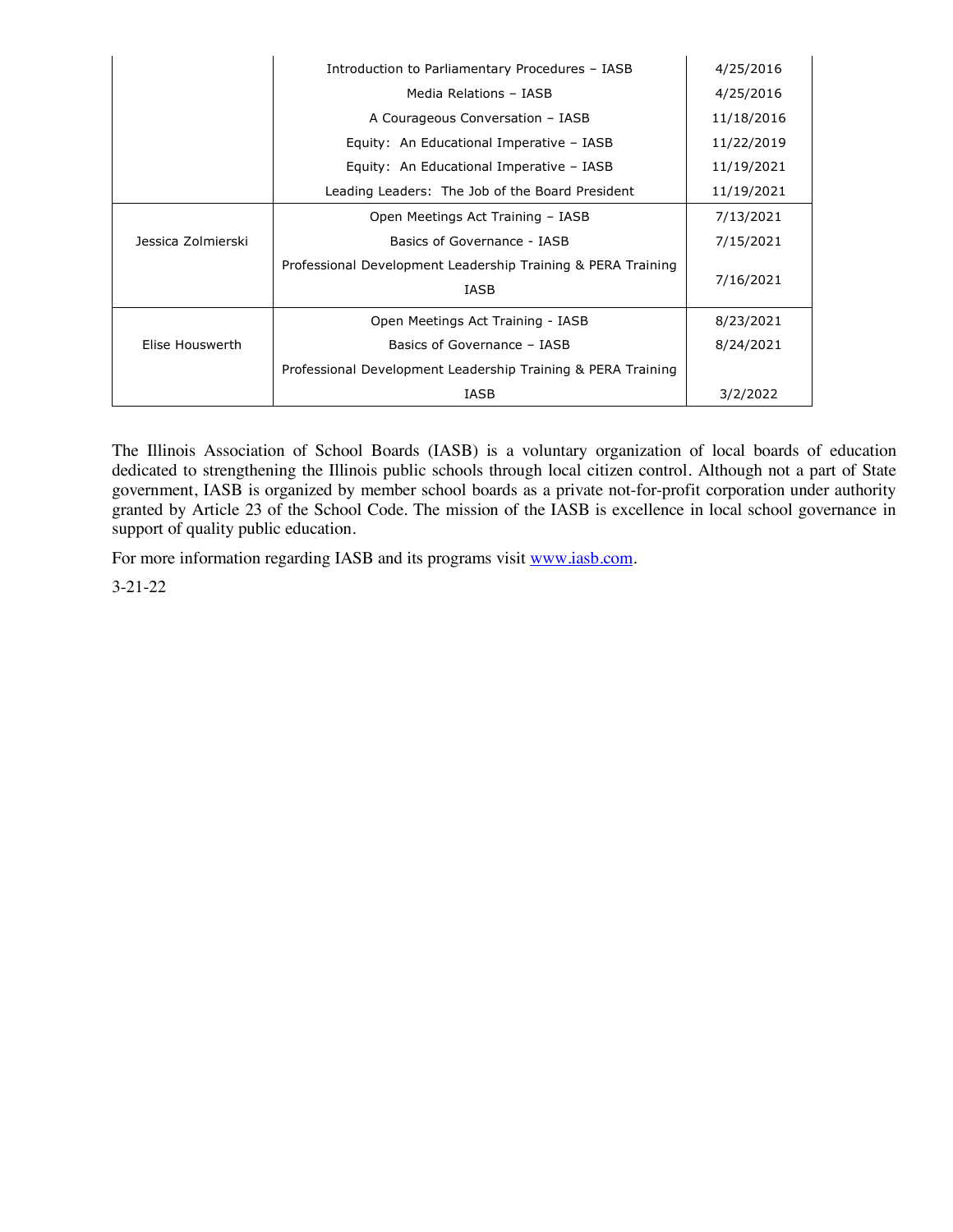| | | |
|---|---|---|
| | Introduction to Parliamentary Procedures – IASB | 4/25/2016 |
| | Media Relations – IASB | 4/25/2016 |
| | A Courageous Conversation – IASB | 11/18/2016 |
| | Equity: An Educational Imperative – IASB | 11/22/2019 |
| | Equity: An Educational Imperative – IASB | 11/19/2021 |
| | Leading Leaders: The Job of the Board President | 11/19/2021 |
| Jessica Zolmierski | Open Meetings Act Training – IASB | 7/13/2021 |
| | Basics of Governance - IASB | 7/15/2021 |
| | Professional Development Leadership Training & PERA Training IASB | 7/16/2021 |
| Elise Houswerth | Open Meetings Act Training - IASB | 8/23/2021 |
| | Basics of Governance – IASB | 8/24/2021 |
| | Professional Development Leadership Training & PERA Training IASB | 3/2/2022 |

The Illinois Association of School Boards (IASB) is a voluntary organization of local boards of education dedicated to strengthening the Illinois public schools through local citizen control. Although not a part of State government, IASB is organized by member school boards as a private not-for-profit corporation under authority granted by Article 23 of the School Code. The mission of the IASB is excellence in local school governance in support of quality public education.

For more information regarding IASB and its programs visit www.iasb.com.

3-21-22